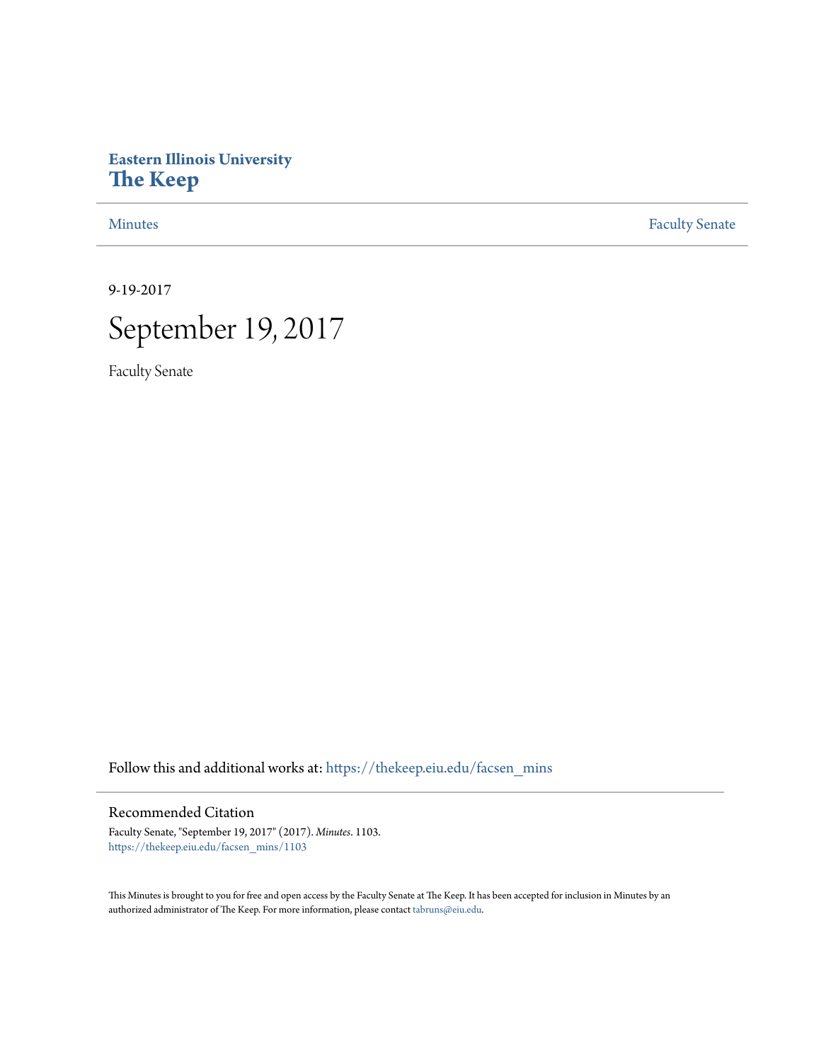# Eastern Illinois University
# The Keep

Minutes | Faculty Senate

9-19-2017

# September 19, 2017

Faculty Senate

Follow this and additional works at: https://thekeep.eiu.edu/facsen_mins

## Recommended Citation

Faculty Senate, "September 19, 2017" (2017). *Minutes*. 1103.
https://thekeep.eiu.edu/facsen_mins/1103

This Minutes is brought to you for free and open access by the Faculty Senate at The Keep. It has been accepted for inclusion in Minutes by an authorized administrator of The Keep. For more information, please contact tabruns@eiu.edu.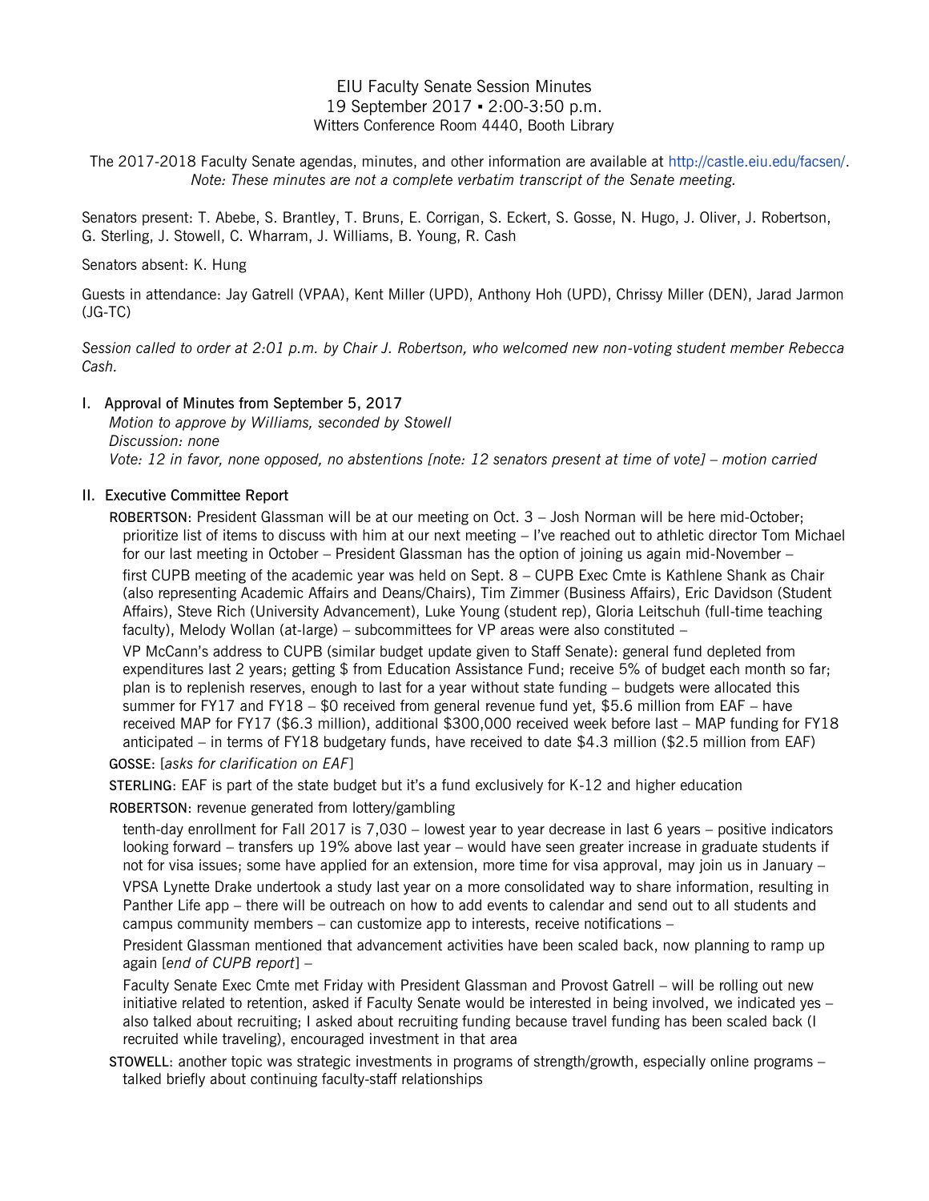EIU Faculty Senate Session Minutes
19 September 2017 ▪ 2:00-3:50 p.m.
Witters Conference Room 4440, Booth Library

The 2017-2018 Faculty Senate agendas, minutes, and other information are available at http://castle.eiu.edu/facsen/.
*Note: These minutes are not a complete verbatim transcript of the Senate meeting.*

Senators present: T. Abebe, S. Brantley, T. Bruns, E. Corrigan, S. Eckert, S. Gosse, N. Hugo, J. Oliver, J. Robertson, G. Sterling, J. Stowell, C. Wharram, J. Williams, B. Young, R. Cash

Senators absent: K. Hung

Guests in attendance: Jay Gatrell (VPAA), Kent Miller (UPD), Anthony Hoh (UPD), Chrissy Miller (DEN), Jarad Jarmon (JG-TC)

*Session called to order at 2:01 p.m. by Chair J. Robertson, who welcomed new non-voting student member Rebecca Cash.*

## I. Approval of Minutes from September 5, 2017

*Motion to approve by Williams, seconded by Stowell*
*Discussion: none*
*Vote: 12 in favor, none opposed, no abstentions [note: 12 senators present at time of vote] – motion carried*

## II. Executive Committee Report

ROBERTSON: President Glassman will be at our meeting on Oct. 3 – Josh Norman will be here mid-October; prioritize list of items to discuss with him at our next meeting – I've reached out to athletic director Tom Michael for our last meeting in October – President Glassman has the option of joining us again mid-November –

first CUPB meeting of the academic year was held on Sept. 8 – CUPB Exec Cmte is Kathlene Shank as Chair (also representing Academic Affairs and Deans/Chairs), Tim Zimmer (Business Affairs), Eric Davidson (Student Affairs), Steve Rich (University Advancement), Luke Young (student rep), Gloria Leitschuh (full-time teaching faculty), Melody Wollan (at-large) – subcommittees for VP areas were also constituted –

VP McCann's address to CUPB (similar budget update given to Staff Senate): general fund depleted from expenditures last 2 years; getting $ from Education Assistance Fund; receive 5% of budget each month so far; plan is to replenish reserves, enough to last for a year without state funding – budgets were allocated this summer for FY17 and FY18 – $0 received from general revenue fund yet, $5.6 million from EAF – have received MAP for FY17 ($6.3 million), additional $300,000 received week before last – MAP funding for FY18 anticipated – in terms of FY18 budgetary funds, have received to date $4.3 million ($2.5 million from EAF)

GOSSE: [*asks for clarification on EAF*]

STERLING: EAF is part of the state budget but it's a fund exclusively for K-12 and higher education

ROBERTSON: revenue generated from lottery/gambling

tenth-day enrollment for Fall 2017 is 7,030 – lowest year to year decrease in last 6 years – positive indicators looking forward – transfers up 19% above last year – would have seen greater increase in graduate students if not for visa issues; some have applied for an extension, more time for visa approval, may join us in January –

VPSA Lynette Drake undertook a study last year on a more consolidated way to share information, resulting in Panther Life app – there will be outreach on how to add events to calendar and send out to all students and campus community members – can customize app to interests, receive notifications –

President Glassman mentioned that advancement activities have been scaled back, now planning to ramp up again [*end of CUPB report*] –

Faculty Senate Exec Cmte met Friday with President Glassman and Provost Gatrell – will be rolling out new initiative related to retention, asked if Faculty Senate would be interested in being involved, we indicated yes – also talked about recruiting; I asked about recruiting funding because travel funding has been scaled back (I recruited while traveling), encouraged investment in that area

STOWELL: another topic was strategic investments in programs of strength/growth, especially online programs – talked briefly about continuing faculty-staff relationships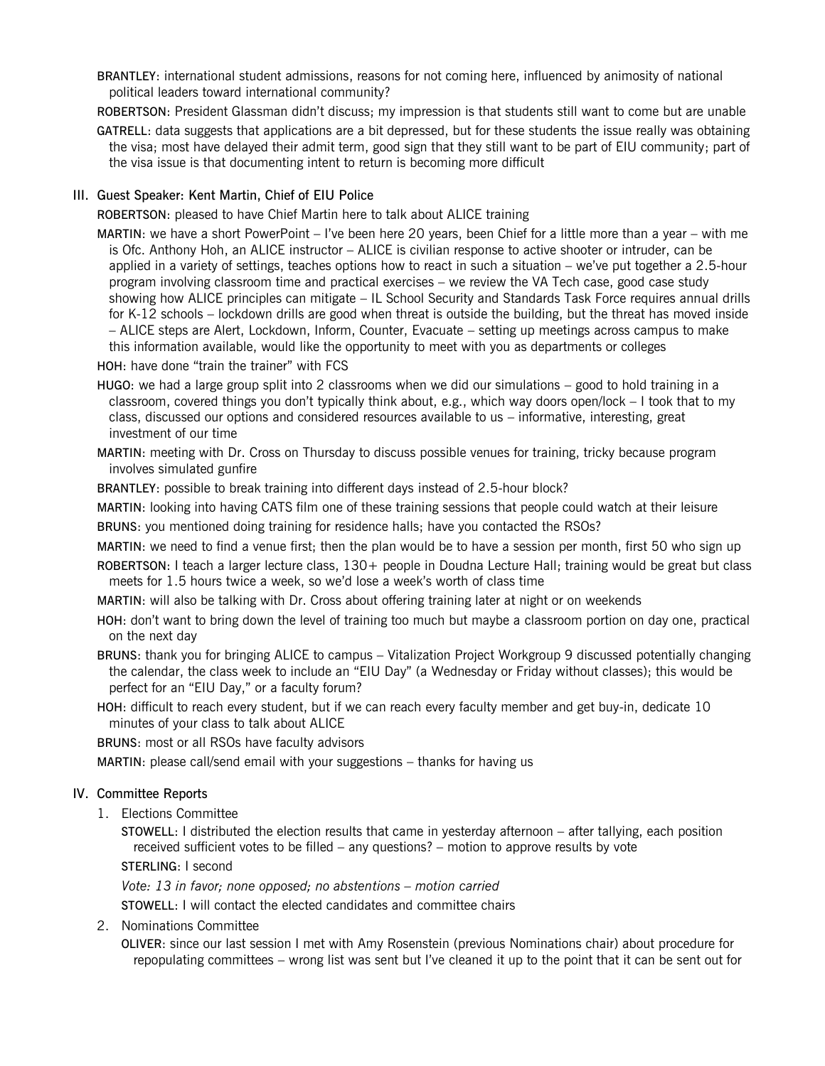**BRANTLEY**: international student admissions, reasons for not coming here, influenced by animosity of national political leaders toward international community?

**ROBERTSON**: President Glassman didn't discuss; my impression is that students still want to come but are unable

**GATRELL**: data suggests that applications are a bit depressed, but for these students the issue really was obtaining the visa; most have delayed their admit term, good sign that they still want to be part of EIU community; part of the visa issue is that documenting intent to return is becoming more difficult

## III. Guest Speaker: Kent Martin, Chief of EIU Police

**ROBERTSON**: pleased to have Chief Martin here to talk about ALICE training

**MARTIN**: we have a short PowerPoint – I've been here 20 years, been Chief for a little more than a year – with me is Ofc. Anthony Hoh, an ALICE instructor – ALICE is civilian response to active shooter or intruder, can be applied in a variety of settings, teaches options how to react in such a situation – we've put together a 2.5-hour program involving classroom time and practical exercises – we review the VA Tech case, good case study showing how ALICE principles can mitigate – IL School Security and Standards Task Force requires annual drills for K-12 schools – lockdown drills are good when threat is outside the building, but the threat has moved inside – ALICE steps are Alert, Lockdown, Inform, Counter, Evacuate – setting up meetings across campus to make this information available, would like the opportunity to meet with you as departments or colleges

**HOH**: have done "train the trainer" with FCS

**HUGO**: we had a large group split into 2 classrooms when we did our simulations – good to hold training in a classroom, covered things you don't typically think about, e.g., which way doors open/lock – I took that to my class, discussed our options and considered resources available to us – informative, interesting, great investment of our time

**MARTIN**: meeting with Dr. Cross on Thursday to discuss possible venues for training, tricky because program involves simulated gunfire

**BRANTLEY**: possible to break training into different days instead of 2.5-hour block?

**MARTIN**: looking into having CATS film one of these training sessions that people could watch at their leisure

**BRUNS**: you mentioned doing training for residence halls; have you contacted the RSOs?

**MARTIN**: we need to find a venue first; then the plan would be to have a session per month, first 50 who sign up

**ROBERTSON**: I teach a larger lecture class, 130+ people in Doudna Lecture Hall; training would be great but class meets for 1.5 hours twice a week, so we'd lose a week's worth of class time

**MARTIN**: will also be talking with Dr. Cross about offering training later at night or on weekends

**HOH**: don't want to bring down the level of training too much but maybe a classroom portion on day one, practical on the next day

**BRUNS**: thank you for bringing ALICE to campus – Vitalization Project Workgroup 9 discussed potentially changing the calendar, the class week to include an "EIU Day" (a Wednesday or Friday without classes); this would be perfect for an "EIU Day," or a faculty forum?

**HOH**: difficult to reach every student, but if we can reach every faculty member and get buy-in, dedicate 10 minutes of your class to talk about ALICE

**BRUNS**: most or all RSOs have faculty advisors

**MARTIN**: please call/send email with your suggestions – thanks for having us

## IV. Committee Reports

1. Elections Committee

   **STOWELL**: I distributed the election results that came in yesterday afternoon – after tallying, each position received sufficient votes to be filled – any questions? – motion to approve results by vote

   **STERLING**: I second

   *Vote: 13 in favor; none opposed; no abstentions – motion carried*

   **STOWELL**: I will contact the elected candidates and committee chairs

2. Nominations Committee

   **OLIVER**: since our last session I met with Amy Rosenstein (previous Nominations chair) about procedure for repopulating committees – wrong list was sent but I've cleaned it up to the point that it can be sent out for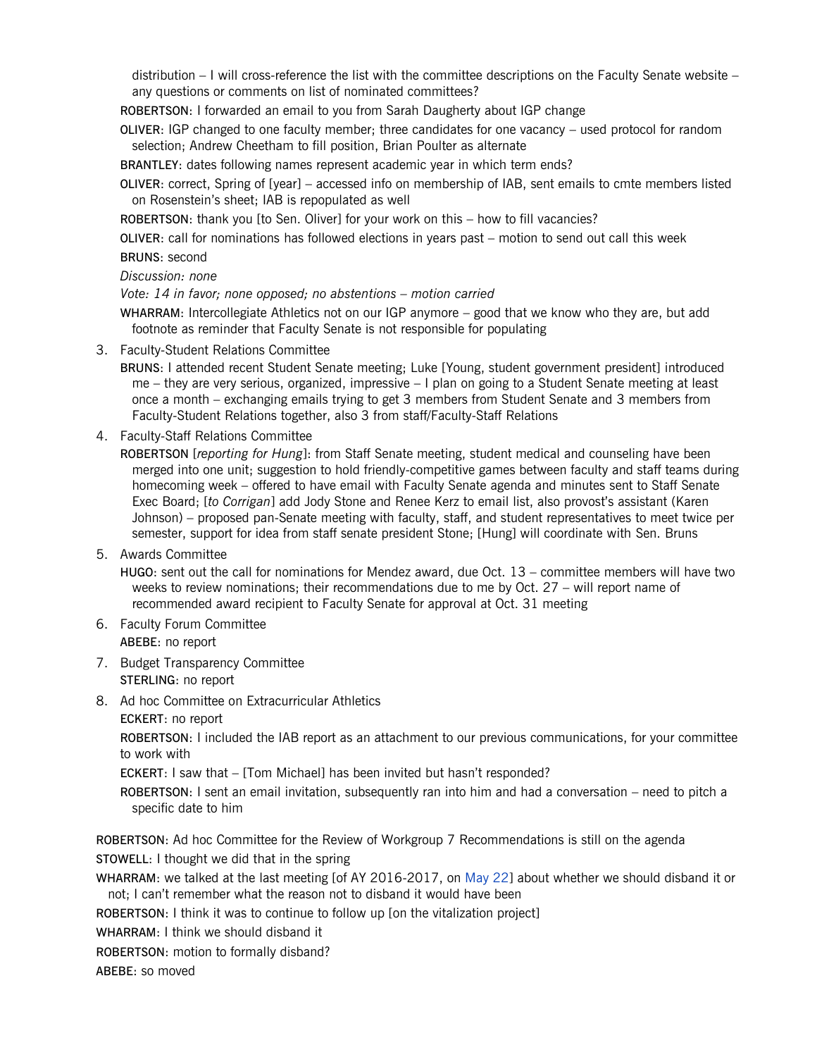distribution – I will cross-reference the list with the committee descriptions on the Faculty Senate website – any questions or comments on list of nominated committees?

ROBERTSON: I forwarded an email to you from Sarah Daugherty about IGP change

OLIVER: IGP changed to one faculty member; three candidates for one vacancy – used protocol for random selection; Andrew Cheetham to fill position, Brian Poulter as alternate

BRANTLEY: dates following names represent academic year in which term ends?

OLIVER: correct, Spring of [year] – accessed info on membership of IAB, sent emails to cmte members listed on Rosenstein's sheet; IAB is repopulated as well

ROBERTSON: thank you [to Sen. Oliver] for your work on this – how to fill vacancies?

OLIVER: call for nominations has followed elections in years past – motion to send out call this week

BRUNS: second

*Discussion: none*

*Vote: 14 in favor; none opposed; no abstentions – motion carried*

WHARRAM: Intercollegiate Athletics not on our IGP anymore – good that we know who they are, but add footnote as reminder that Faculty Senate is not responsible for populating

3. Faculty-Student Relations Committee

   BRUNS: I attended recent Student Senate meeting; Luke [Young, student government president] introduced me – they are very serious, organized, impressive – I plan on going to a Student Senate meeting at least once a month – exchanging emails trying to get 3 members from Student Senate and 3 members from Faculty-Student Relations together, also 3 from staff/Faculty-Staff Relations

4. Faculty-Staff Relations Committee

   ROBERTSON [*reporting for Hung*]: from Staff Senate meeting, student medical and counseling have been merged into one unit; suggestion to hold friendly-competitive games between faculty and staff teams during homecoming week – offered to have email with Faculty Senate agenda and minutes sent to Staff Senate Exec Board; [*to Corrigan*] add Jody Stone and Renee Kerz to email list, also provost's assistant (Karen Johnson) – proposed pan-Senate meeting with faculty, staff, and student representatives to meet twice per semester, support for idea from staff senate president Stone; [Hung] will coordinate with Sen. Bruns

5. Awards Committee

   HUGO: sent out the call for nominations for Mendez award, due Oct. 13 – committee members will have two weeks to review nominations; their recommendations due to me by Oct. 27 – will report name of recommended award recipient to Faculty Senate for approval at Oct. 31 meeting

6. Faculty Forum Committee

   ABEBE: no report

7. Budget Transparency Committee

   STERLING: no report

8. Ad hoc Committee on Extracurricular Athletics

   ECKERT: no report

   ROBERTSON: I included the IAB report as an attachment to our previous communications, for your committee to work with

   ECKERT: I saw that – [Tom Michael] has been invited but hasn't responded?

   ROBERTSON: I sent an email invitation, subsequently ran into him and had a conversation – need to pitch a specific date to him

ROBERTSON: Ad hoc Committee for the Review of Workgroup 7 Recommendations is still on the agenda

STOWELL: I thought we did that in the spring

WHARRAM: we talked at the last meeting [of AY 2016-2017, on May 22] about whether we should disband it or not; I can't remember what the reason not to disband it would have been

ROBERTSON: I think it was to continue to follow up [on the vitalization project]

WHARRAM: I think we should disband it

ROBERTSON: motion to formally disband?

ABEBE: so moved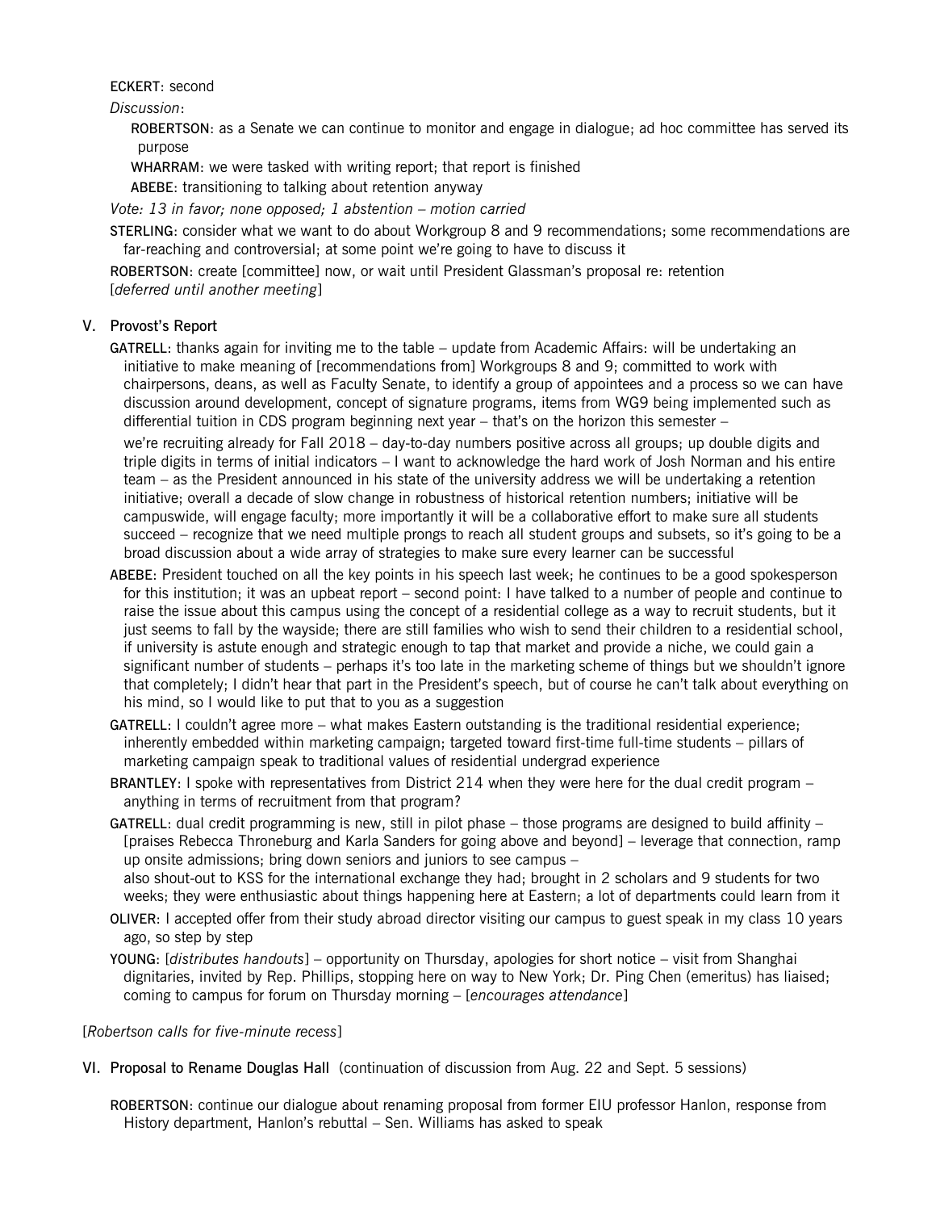ECKERT: second

*Discussion*:

ROBERTSON: as a Senate we can continue to monitor and engage in dialogue; ad hoc committee has served its purpose

WHARRAM: we were tasked with writing report; that report is finished

ABEBE: transitioning to talking about retention anyway

*Vote: 13 in favor; none opposed; 1 abstention – motion carried*

STERLING: consider what we want to do about Workgroup 8 and 9 recommendations; some recommendations are far-reaching and controversial; at some point we're going to have to discuss it

ROBERTSON: create [committee] now, or wait until President Glassman's proposal re: retention
[*deferred until another meeting*]

## V. Provost's Report

GATRELL: thanks again for inviting me to the table – update from Academic Affairs: will be undertaking an initiative to make meaning of [recommendations from] Workgroups 8 and 9; committed to work with chairpersons, deans, as well as Faculty Senate, to identify a group of appointees and a process so we can have discussion around development, concept of signature programs, items from WG9 being implemented such as differential tuition in CDS program beginning next year – that's on the horizon this semester –

we're recruiting already for Fall 2018 – day-to-day numbers positive across all groups; up double digits and triple digits in terms of initial indicators – I want to acknowledge the hard work of Josh Norman and his entire team – as the President announced in his state of the university address we will be undertaking a retention initiative; overall a decade of slow change in robustness of historical retention numbers; initiative will be campuswide, will engage faculty; more importantly it will be a collaborative effort to make sure all students succeed – recognize that we need multiple prongs to reach all student groups and subsets, so it's going to be a broad discussion about a wide array of strategies to make sure every learner can be successful

ABEBE: President touched on all the key points in his speech last week; he continues to be a good spokesperson for this institution; it was an upbeat report – second point: I have talked to a number of people and continue to raise the issue about this campus using the concept of a residential college as a way to recruit students, but it just seems to fall by the wayside; there are still families who wish to send their children to a residential school, if university is astute enough and strategic enough to tap that market and provide a niche, we could gain a significant number of students – perhaps it's too late in the marketing scheme of things but we shouldn't ignore that completely; I didn't hear that part in the President's speech, but of course he can't talk about everything on his mind, so I would like to put that to you as a suggestion

GATRELL: I couldn't agree more – what makes Eastern outstanding is the traditional residential experience; inherently embedded within marketing campaign; targeted toward first-time full-time students – pillars of marketing campaign speak to traditional values of residential undergrad experience

BRANTLEY: I spoke with representatives from District 214 when they were here for the dual credit program – anything in terms of recruitment from that program?

GATRELL: dual credit programming is new, still in pilot phase – those programs are designed to build affinity – [praises Rebecca Throneburg and Karla Sanders for going above and beyond] – leverage that connection, ramp up onsite admissions; bring down seniors and juniors to see campus –
also shout-out to KSS for the international exchange they had; brought in 2 scholars and 9 students for two weeks; they were enthusiastic about things happening here at Eastern; a lot of departments could learn from it

OLIVER: I accepted offer from their study abroad director visiting our campus to guest speak in my class 10 years ago, so step by step

YOUNG: [*distributes handouts*] – opportunity on Thursday, apologies for short notice – visit from Shanghai dignitaries, invited by Rep. Phillips, stopping here on way to New York; Dr. Ping Chen (emeritus) has liaised; coming to campus for forum on Thursday morning – [*encourages attendance*]

[*Robertson calls for five-minute recess*]

## VI. Proposal to Rename Douglas Hall (continuation of discussion from Aug. 22 and Sept. 5 sessions)

ROBERTSON: continue our dialogue about renaming proposal from former EIU professor Hanlon, response from History department, Hanlon's rebuttal – Sen. Williams has asked to speak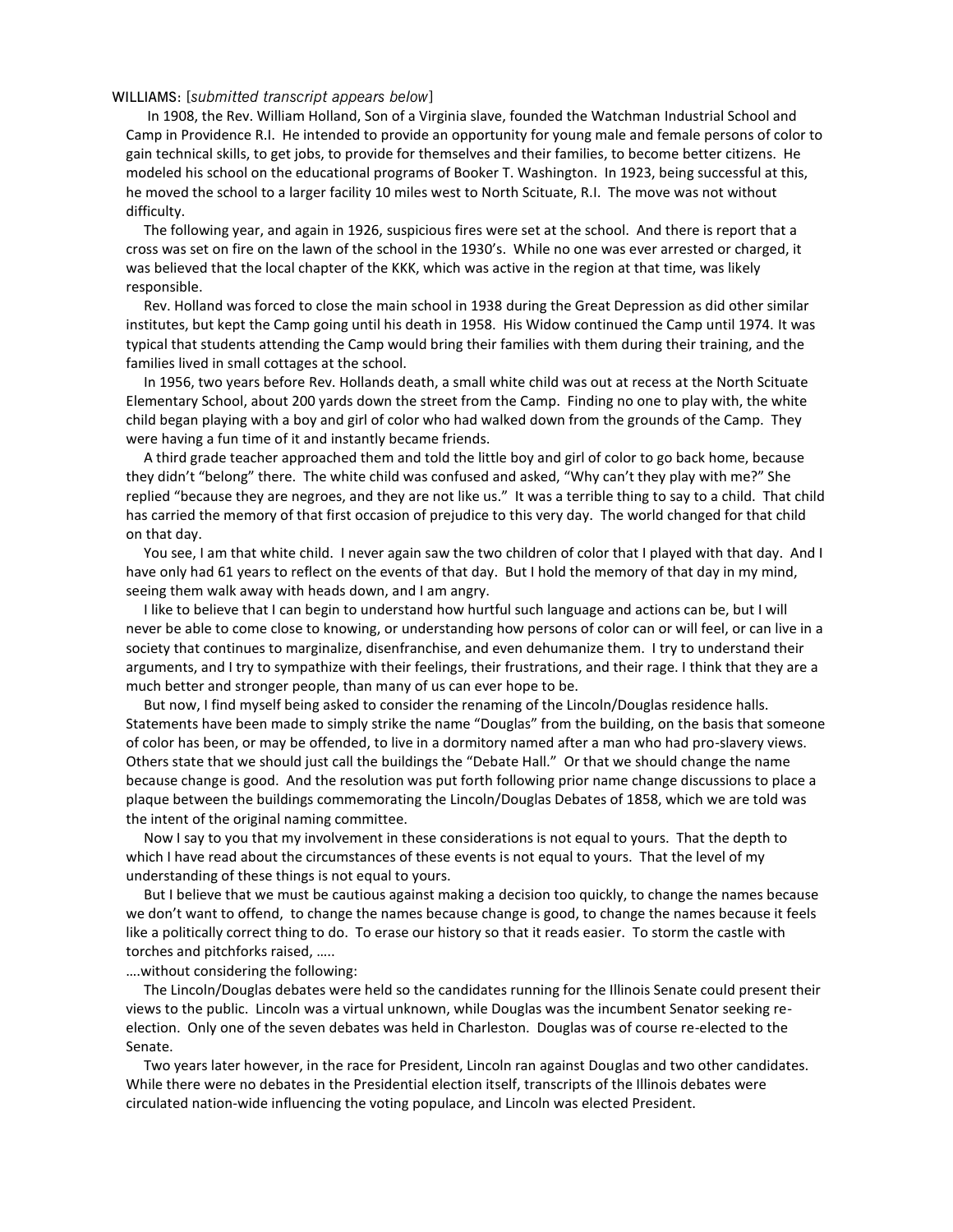WILLIAMS: [*submitted transcript appears below*]

In 1908, the Rev. William Holland, Son of a Virginia slave, founded the Watchman Industrial School and Camp in Providence R.I. He intended to provide an opportunity for young male and female persons of color to gain technical skills, to get jobs, to provide for themselves and their families, to become better citizens. He modeled his school on the educational programs of Booker T. Washington. In 1923, being successful at this, he moved the school to a larger facility 10 miles west to North Scituate, R.I. The move was not without difficulty.

The following year, and again in 1926, suspicious fires were set at the school. And there is report that a cross was set on fire on the lawn of the school in the 1930's. While no one was ever arrested or charged, it was believed that the local chapter of the KKK, which was active in the region at that time, was likely responsible.

Rev. Holland was forced to close the main school in 1938 during the Great Depression as did other similar institutes, but kept the Camp going until his death in 1958. His Widow continued the Camp until 1974. It was typical that students attending the Camp would bring their families with them during their training, and the families lived in small cottages at the school.

In 1956, two years before Rev. Hollands death, a small white child was out at recess at the North Scituate Elementary School, about 200 yards down the street from the Camp. Finding no one to play with, the white child began playing with a boy and girl of color who had walked down from the grounds of the Camp. They were having a fun time of it and instantly became friends.

A third grade teacher approached them and told the little boy and girl of color to go back home, because they didn't "belong" there. The white child was confused and asked, "Why can't they play with me?" She replied "because they are negroes, and they are not like us." It was a terrible thing to say to a child. That child has carried the memory of that first occasion of prejudice to this very day. The world changed for that child on that day.

You see, I am that white child. I never again saw the two children of color that I played with that day. And I have only had 61 years to reflect on the events of that day. But I hold the memory of that day in my mind, seeing them walk away with heads down, and I am angry.

I like to believe that I can begin to understand how hurtful such language and actions can be, but I will never be able to come close to knowing, or understanding how persons of color can or will feel, or can live in a society that continues to marginalize, disenfranchise, and even dehumanize them. I try to understand their arguments, and I try to sympathize with their feelings, their frustrations, and their rage. I think that they are a much better and stronger people, than many of us can ever hope to be.

But now, I find myself being asked to consider the renaming of the Lincoln/Douglas residence halls. Statements have been made to simply strike the name "Douglas" from the building, on the basis that someone of color has been, or may be offended, to live in a dormitory named after a man who had pro-slavery views. Others state that we should just call the buildings the "Debate Hall." Or that we should change the name because change is good. And the resolution was put forth following prior name change discussions to place a plaque between the buildings commemorating the Lincoln/Douglas Debates of 1858, which we are told was the intent of the original naming committee.

Now I say to you that my involvement in these considerations is not equal to yours. That the depth to which I have read about the circumstances of these events is not equal to yours. That the level of my understanding of these things is not equal to yours.

But I believe that we must be cautious against making a decision too quickly, to change the names because we don't want to offend, to change the names because change is good, to change the names because it feels like a politically correct thing to do. To erase our history so that it reads easier. To storm the castle with torches and pitchforks raised, .....

....without considering the following:

The Lincoln/Douglas debates were held so the candidates running for the Illinois Senate could present their views to the public. Lincoln was a virtual unknown, while Douglas was the incumbent Senator seeking re-election. Only one of the seven debates was held in Charleston. Douglas was of course re-elected to the Senate.

Two years later however, in the race for President, Lincoln ran against Douglas and two other candidates. While there were no debates in the Presidential election itself, transcripts of the Illinois debates were circulated nation-wide influencing the voting populace, and Lincoln was elected President.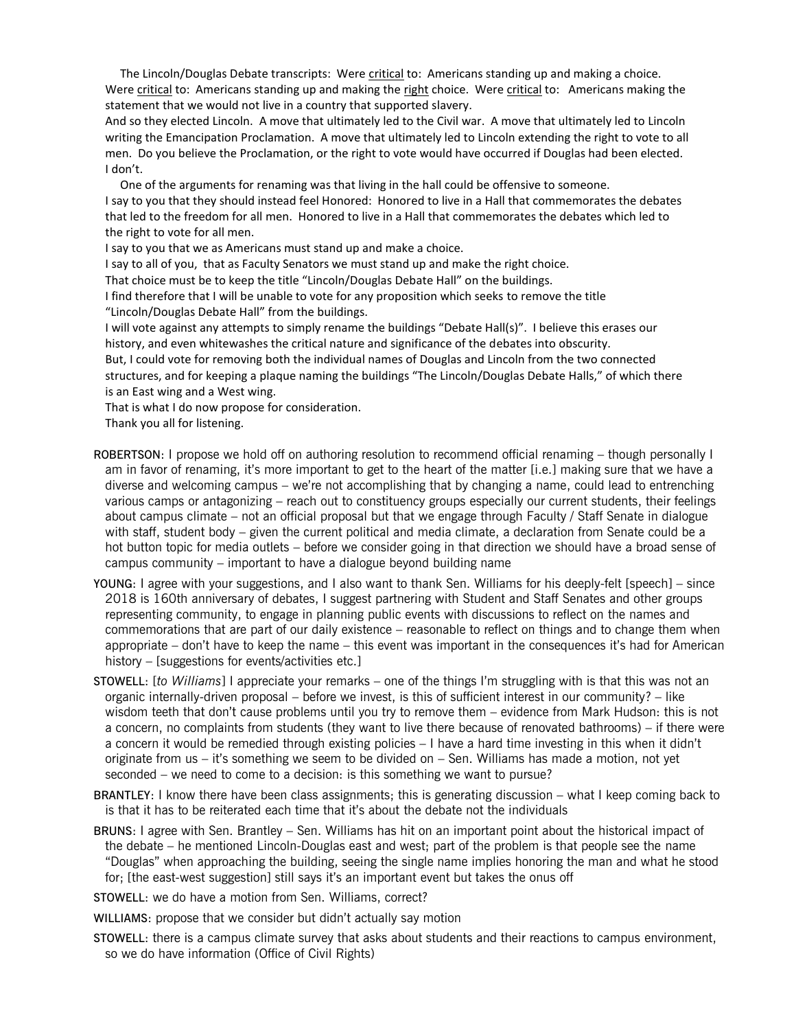The Lincoln/Douglas Debate transcripts: Were <u>critical</u> to: Americans standing up and making a choice. Were <u>critical</u> to: Americans standing up and making the <u>right</u> choice. Were <u>critical</u> to: Americans making the statement that we would not live in a country that supported slavery.

And so they elected Lincoln. A move that ultimately led to the Civil war. A move that ultimately led to Lincoln writing the Emancipation Proclamation. A move that ultimately led to Lincoln extending the right to vote to all men. Do you believe the Proclamation, or the right to vote would have occurred if Douglas had been elected. I don't.

One of the arguments for renaming was that living in the hall could be offensive to someone.

I say to you that they should instead feel Honored: Honored to live in a Hall that commemorates the debates that led to the freedom for all men. Honored to live in a Hall that commemorates the debates which led to the right to vote for all men.

I say to you that we as Americans must stand up and make a choice.

I say to all of you, that as Faculty Senators we must stand up and make the right choice.

That choice must be to keep the title "Lincoln/Douglas Debate Hall" on the buildings.

I find therefore that I will be unable to vote for any proposition which seeks to remove the title "Lincoln/Douglas Debate Hall" from the buildings.

I will vote against any attempts to simply rename the buildings "Debate Hall(s)". I believe this erases our history, and even whitewashes the critical nature and significance of the debates into obscurity.

But, I could vote for removing both the individual names of Douglas and Lincoln from the two connected structures, and for keeping a plaque naming the buildings "The Lincoln/Douglas Debate Halls," of which there is an East wing and a West wing.

That is what I do now propose for consideration.

Thank you all for listening.

ROBERTSON: I propose we hold off on authoring resolution to recommend official renaming – though personally I am in favor of renaming, it's more important to get to the heart of the matter [i.e.] making sure that we have a diverse and welcoming campus – we're not accomplishing that by changing a name, could lead to entrenching various camps or antagonizing – reach out to constituency groups especially our current students, their feelings about campus climate – not an official proposal but that we engage through Faculty / Staff Senate in dialogue with staff, student body – given the current political and media climate, a declaration from Senate could be a hot button topic for media outlets – before we consider going in that direction we should have a broad sense of campus community – important to have a dialogue beyond building name

YOUNG: I agree with your suggestions, and I also want to thank Sen. Williams for his deeply-felt [speech] – since 2018 is 160th anniversary of debates, I suggest partnering with Student and Staff Senates and other groups representing community, to engage in planning public events with discussions to reflect on the names and commemorations that are part of our daily existence – reasonable to reflect on things and to change them when appropriate – don't have to keep the name – this event was important in the consequences it's had for American history – [suggestions for events/activities etc.]

STOWELL: [*to Williams*] I appreciate your remarks – one of the things I'm struggling with is that this was not an organic internally-driven proposal – before we invest, is this of sufficient interest in our community? – like wisdom teeth that don't cause problems until you try to remove them – evidence from Mark Hudson: this is not a concern, no complaints from students (they want to live there because of renovated bathrooms) – if there were a concern it would be remedied through existing policies – I have a hard time investing in this when it didn't originate from us – it's something we seem to be divided on – Sen. Williams has made a motion, not yet seconded – we need to come to a decision: is this something we want to pursue?

BRANTLEY: I know there have been class assignments; this is generating discussion – what I keep coming back to is that it has to be reiterated each time that it's about the debate not the individuals

BRUNS: I agree with Sen. Brantley – Sen. Williams has hit on an important point about the historical impact of the debate – he mentioned Lincoln-Douglas east and west; part of the problem is that people see the name "Douglas" when approaching the building, seeing the single name implies honoring the man and what he stood for; [the east-west suggestion] still says it's an important event but takes the onus off

STOWELL: we do have a motion from Sen. Williams, correct?

WILLIAMS: propose that we consider but didn't actually say motion

STOWELL: there is a campus climate survey that asks about students and their reactions to campus environment, so we do have information (Office of Civil Rights)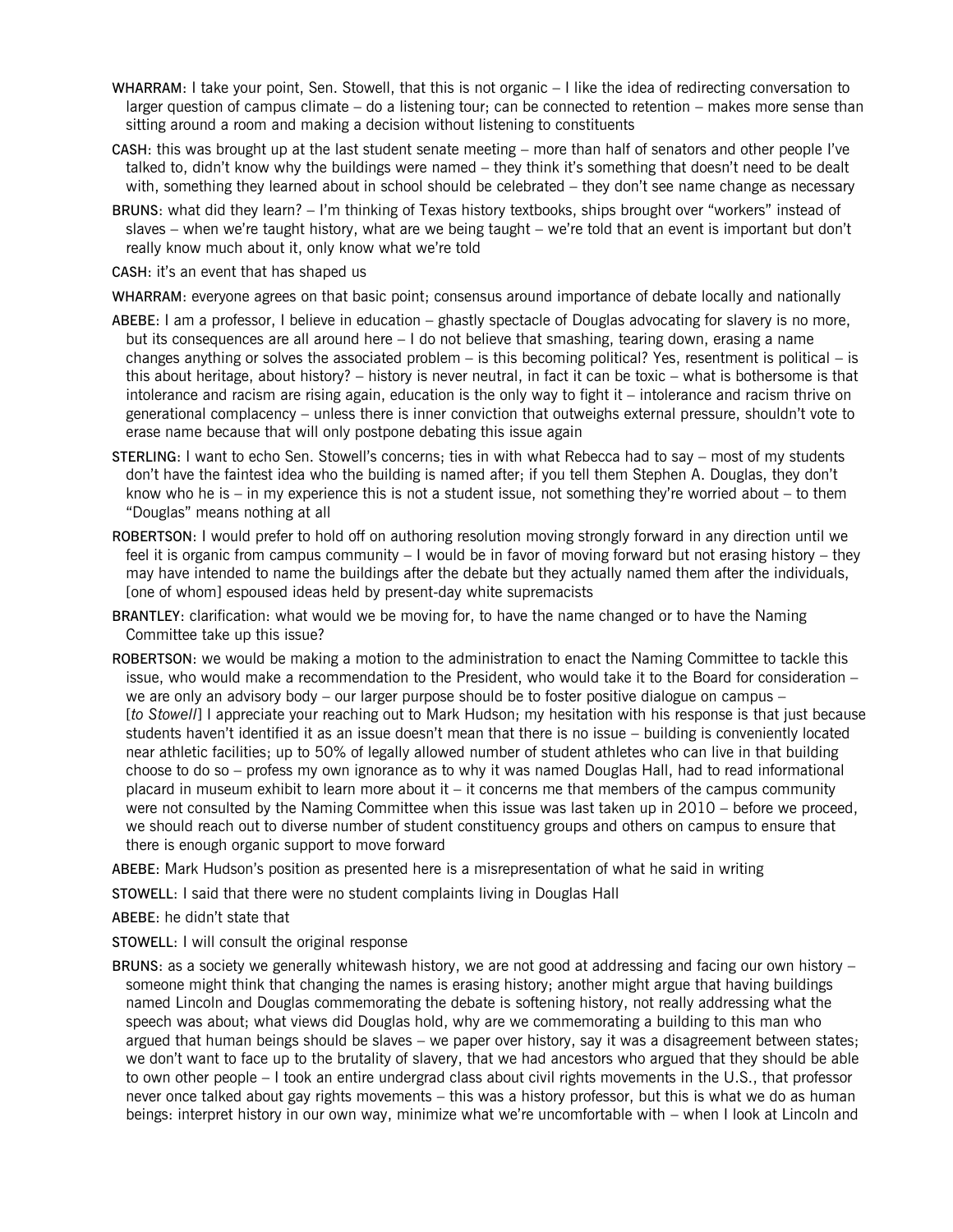**WHARRAM**: I take your point, Sen. Stowell, that this is not organic – I like the idea of redirecting conversation to larger question of campus climate – do a listening tour; can be connected to retention – makes more sense than sitting around a room and making a decision without listening to constituents

**CASH**: this was brought up at the last student senate meeting – more than half of senators and other people I've talked to, didn't know why the buildings were named – they think it's something that doesn't need to be dealt with, something they learned about in school should be celebrated – they don't see name change as necessary

**BRUNS**: what did they learn? – I'm thinking of Texas history textbooks, ships brought over "workers" instead of slaves – when we're taught history, what are we being taught – we're told that an event is important but don't really know much about it, only know what we're told

**CASH**: it's an event that has shaped us

**WHARRAM**: everyone agrees on that basic point; consensus around importance of debate locally and nationally

**ABEBE**: I am a professor, I believe in education – ghastly spectacle of Douglas advocating for slavery is no more, but its consequences are all around here – I do not believe that smashing, tearing down, erasing a name changes anything or solves the associated problem – is this becoming political? Yes, resentment is political – is this about heritage, about history? – history is never neutral, in fact it can be toxic – what is bothersome is that intolerance and racism are rising again, education is the only way to fight it – intolerance and racism thrive on generational complacency – unless there is inner conviction that outweighs external pressure, shouldn't vote to erase name because that will only postpone debating this issue again

**STERLING**: I want to echo Sen. Stowell's concerns; ties in with what Rebecca had to say – most of my students don't have the faintest idea who the building is named after; if you tell them Stephen A. Douglas, they don't know who he is – in my experience this is not a student issue, not something they're worried about – to them "Douglas" means nothing at all

**ROBERTSON**: I would prefer to hold off on authoring resolution moving strongly forward in any direction until we feel it is organic from campus community – I would be in favor of moving forward but not erasing history – they may have intended to name the buildings after the debate but they actually named them after the individuals, [one of whom] espoused ideas held by present-day white supremacists

**BRANTLEY**: clarification: what would we be moving for, to have the name changed or to have the Naming Committee take up this issue?

**ROBERTSON**: we would be making a motion to the administration to enact the Naming Committee to tackle this issue, who would make a recommendation to the President, who would take it to the Board for consideration – we are only an advisory body – our larger purpose should be to foster positive dialogue on campus – [*to Stowell*] I appreciate your reaching out to Mark Hudson; my hesitation with his response is that just because students haven't identified it as an issue doesn't mean that there is no issue – building is conveniently located near athletic facilities; up to 50% of legally allowed number of student athletes who can live in that building choose to do so – profess my own ignorance as to why it was named Douglas Hall, had to read informational placard in museum exhibit to learn more about it – it concerns me that members of the campus community were not consulted by the Naming Committee when this issue was last taken up in 2010 – before we proceed, we should reach out to diverse number of student constituency groups and others on campus to ensure that there is enough organic support to move forward

**ABEBE**: Mark Hudson's position as presented here is a misrepresentation of what he said in writing

**STOWELL**: I said that there were no student complaints living in Douglas Hall

**ABEBE**: he didn't state that

**STOWELL**: I will consult the original response

**BRUNS**: as a society we generally whitewash history, we are not good at addressing and facing our own history – someone might think that changing the names is erasing history; another might argue that having buildings named Lincoln and Douglas commemorating the debate is softening history, not really addressing what the speech was about; what views did Douglas hold, why are we commemorating a building to this man who argued that human beings should be slaves – we paper over history, say it was a disagreement between states; we don't want to face up to the brutality of slavery, that we had ancestors who argued that they should be able to own other people – I took an entire undergrad class about civil rights movements in the U.S., that professor never once talked about gay rights movements – this was a history professor, but this is what we do as human beings: interpret history in our own way, minimize what we're uncomfortable with – when I look at Lincoln and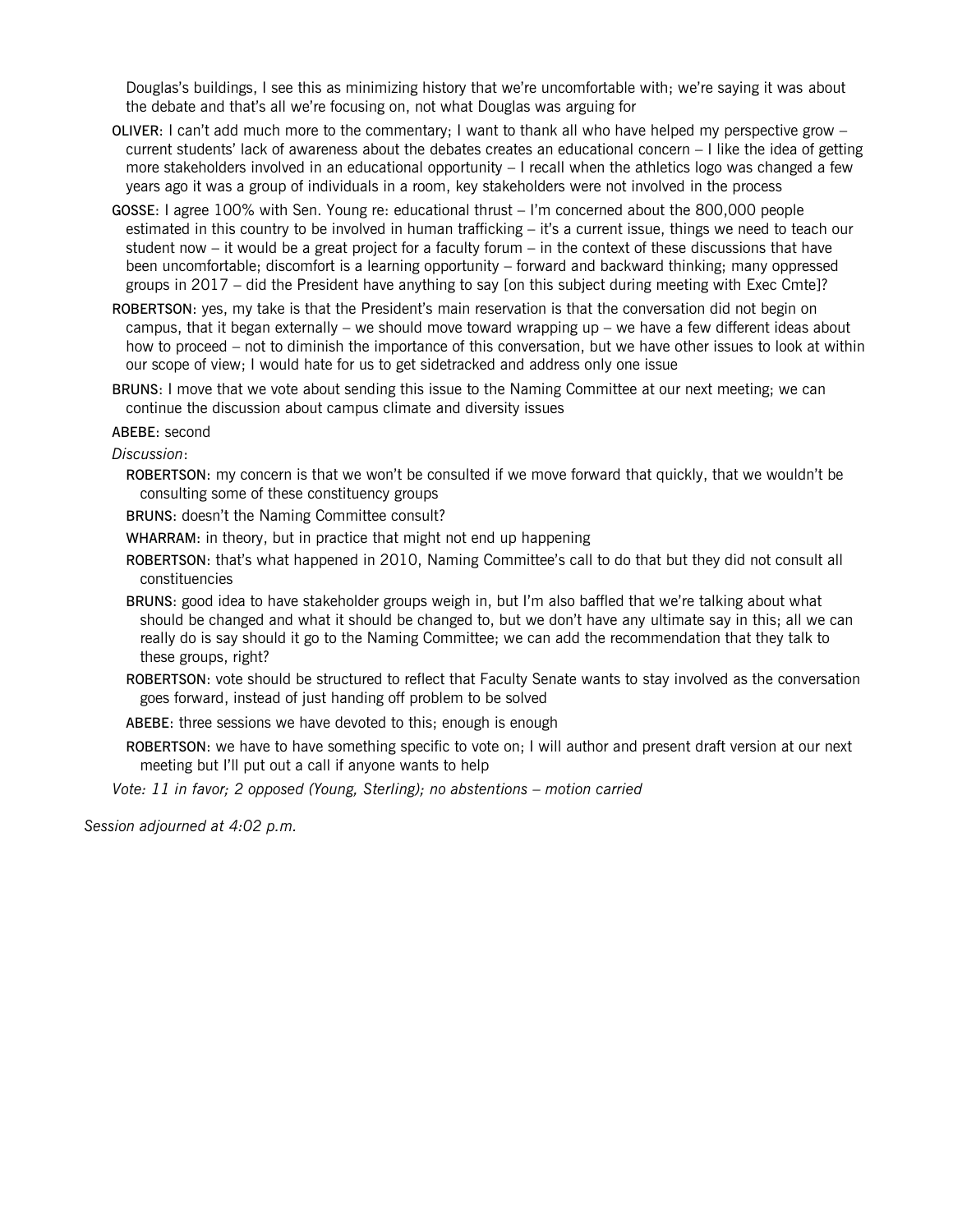Douglas's buildings, I see this as minimizing history that we're uncomfortable with; we're saying it was about the debate and that's all we're focusing on, not what Douglas was arguing for

OLIVER: I can't add much more to the commentary; I want to thank all who have helped my perspective grow – current students' lack of awareness about the debates creates an educational concern – I like the idea of getting more stakeholders involved in an educational opportunity – I recall when the athletics logo was changed a few years ago it was a group of individuals in a room, key stakeholders were not involved in the process

GOSSE: I agree 100% with Sen. Young re: educational thrust – I'm concerned about the 800,000 people estimated in this country to be involved in human trafficking – it's a current issue, things we need to teach our student now – it would be a great project for a faculty forum – in the context of these discussions that have been uncomfortable; discomfort is a learning opportunity – forward and backward thinking; many oppressed groups in 2017 – did the President have anything to say [on this subject during meeting with Exec Cmte]?

ROBERTSON: yes, my take is that the President's main reservation is that the conversation did not begin on campus, that it began externally – we should move toward wrapping up – we have a few different ideas about how to proceed – not to diminish the importance of this conversation, but we have other issues to look at within our scope of view; I would hate for us to get sidetracked and address only one issue

BRUNS: I move that we vote about sending this issue to the Naming Committee at our next meeting; we can continue the discussion about campus climate and diversity issues

ABEBE: second

*Discussion*:

- ROBERTSON: my concern is that we won't be consulted if we move forward that quickly, that we wouldn't be consulting some of these constituency groups
- BRUNS: doesn't the Naming Committee consult?
- WHARRAM: in theory, but in practice that might not end up happening
- ROBERTSON: that's what happened in 2010, Naming Committee's call to do that but they did not consult all constituencies
- BRUNS: good idea to have stakeholder groups weigh in, but I'm also baffled that we're talking about what should be changed and what it should be changed to, but we don't have any ultimate say in this; all we can really do is say should it go to the Naming Committee; we can add the recommendation that they talk to these groups, right?
- ROBERTSON: vote should be structured to reflect that Faculty Senate wants to stay involved as the conversation goes forward, instead of just handing off problem to be solved
- ABEBE: three sessions we have devoted to this; enough is enough
- ROBERTSON: we have to have something specific to vote on; I will author and present draft version at our next meeting but I'll put out a call if anyone wants to help

*Vote: 11 in favor; 2 opposed (Young, Sterling); no abstentions – motion carried*

*Session adjourned at 4:02 p.m.*